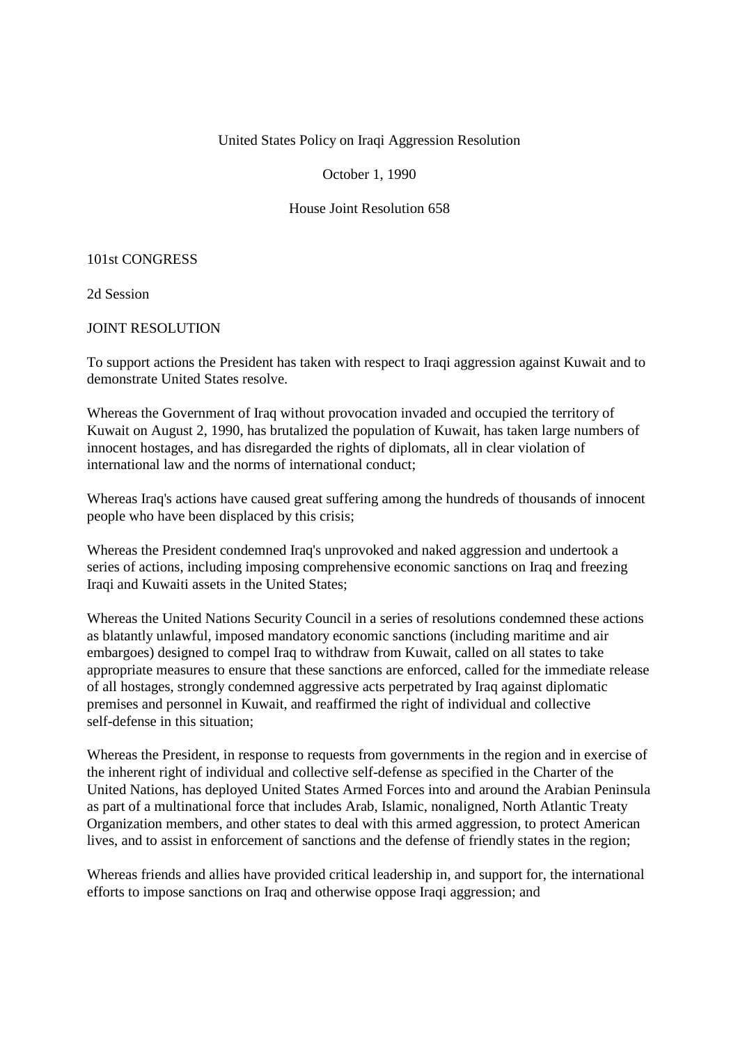United States Policy on Iraqi Aggression Resolution

October 1, 1990

House Joint Resolution 658

101st CONGRESS

2d Session

JOINT RESOLUTION

To support actions the President has taken with respect to Iraqi aggression against Kuwait and to demonstrate United States resolve.

Whereas the Government of Iraq without provocation invaded and occupied the territory of Kuwait on August 2, 1990, has brutalized the population of Kuwait, has taken large numbers of innocent hostages, and has disregarded the rights of diplomats, all in clear violation of international law and the norms of international conduct;

Whereas Iraq's actions have caused great suffering among the hundreds of thousands of innocent people who have been displaced by this crisis;

Whereas the President condemned Iraq's unprovoked and naked aggression and undertook a series of actions, including imposing comprehensive economic sanctions on Iraq and freezing Iraqi and Kuwaiti assets in the United States;

Whereas the United Nations Security Council in a series of resolutions condemned these actions as blatantly unlawful, imposed mandatory economic sanctions (including maritime and air embargoes) designed to compel Iraq to withdraw from Kuwait, called on all states to take appropriate measures to ensure that these sanctions are enforced, called for the immediate release of all hostages, strongly condemned aggressive acts perpetrated by Iraq against diplomatic premises and personnel in Kuwait, and reaffirmed the right of individual and collective self-defense in this situation;

Whereas the President, in response to requests from governments in the region and in exercise of the inherent right of individual and collective self-defense as specified in the Charter of the United Nations, has deployed United States Armed Forces into and around the Arabian Peninsula as part of a multinational force that includes Arab, Islamic, nonaligned, North Atlantic Treaty Organization members, and other states to deal with this armed aggression, to protect American lives, and to assist in enforcement of sanctions and the defense of friendly states in the region;

Whereas friends and allies have provided critical leadership in, and support for, the international efforts to impose sanctions on Iraq and otherwise oppose Iraqi aggression; and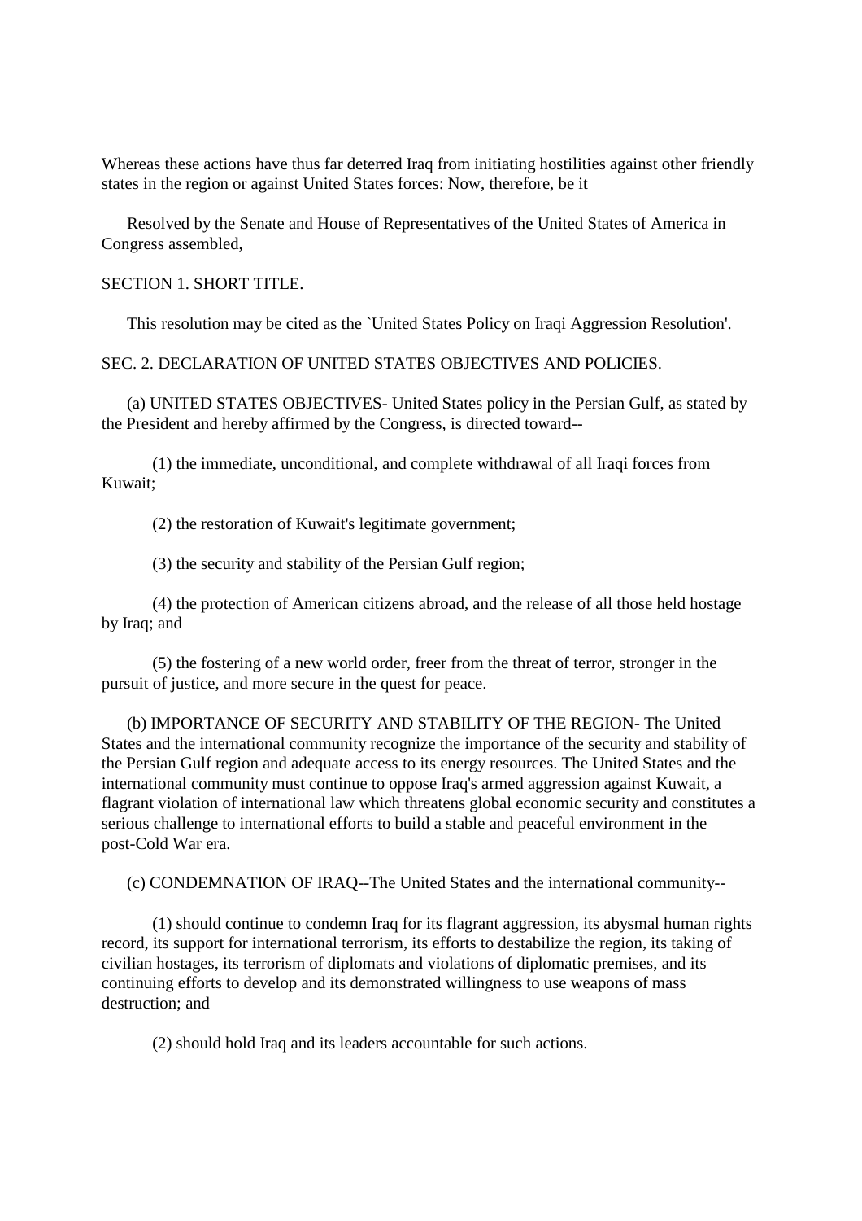Whereas these actions have thus far deterred Iraq from initiating hostilities against other friendly states in the region or against United States forces: Now, therefore, be it

Resolved by the Senate and House of Representatives of the United States of America in Congress assembled,

SECTION 1. SHORT TITLE.

This resolution may be cited as the `United States Policy on Iraqi Aggression Resolution'.

SEC. 2. DECLARATION OF UNITED STATES OBJECTIVES AND POLICIES.

(a) UNITED STATES OBJECTIVES- United States policy in the Persian Gulf, as stated by the President and hereby affirmed by the Congress, is directed toward--

(1) the immediate, unconditional, and complete withdrawal of all Iraqi forces from Kuwait;

(2) the restoration of Kuwait's legitimate government;

(3) the security and stability of the Persian Gulf region;

(4) the protection of American citizens abroad, and the release of all those held hostage by Iraq; and

(5) the fostering of a new world order, freer from the threat of terror, stronger in the pursuit of justice, and more secure in the quest for peace.

(b) IMPORTANCE OF SECURITY AND STABILITY OF THE REGION- The United States and the international community recognize the importance of the security and stability of the Persian Gulf region and adequate access to its energy resources. The United States and the international community must continue to oppose Iraq's armed aggression against Kuwait, a flagrant violation of international law which threatens global economic security and constitutes a serious challenge to international efforts to build a stable and peaceful environment in the post-Cold War era.

(c) CONDEMNATION OF IRAQ--The United States and the international community--

(1) should continue to condemn Iraq for its flagrant aggression, its abysmal human rights record, its support for international terrorism, its efforts to destabilize the region, its taking of civilian hostages, its terrorism of diplomats and violations of diplomatic premises, and its continuing efforts to develop and its demonstrated willingness to use weapons of mass destruction; and

(2) should hold Iraq and its leaders accountable for such actions.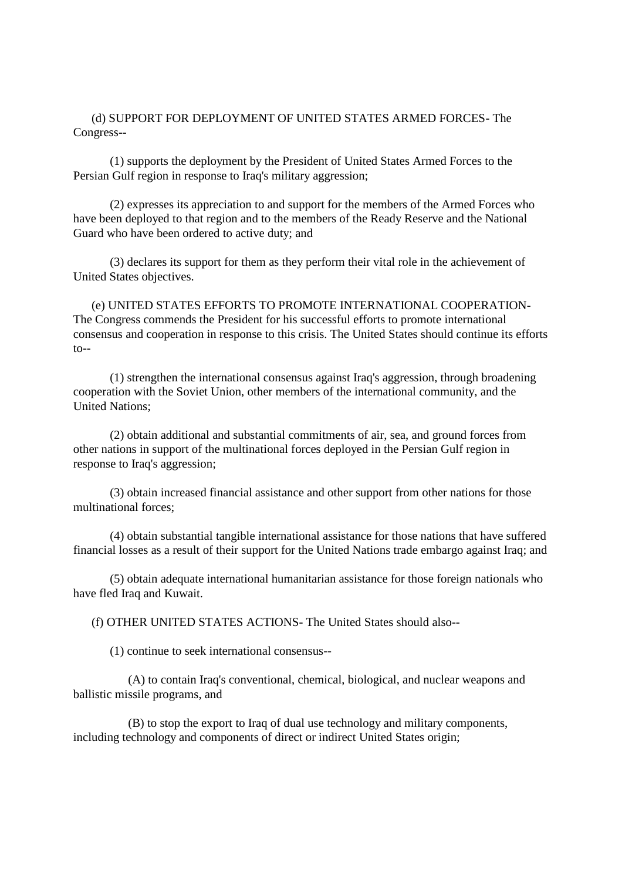(d) SUPPORT FOR DEPLOYMENT OF UNITED STATES ARMED FORCES- The Congress--

(1) supports the deployment by the President of United States Armed Forces to the Persian Gulf region in response to Iraq's military aggression;

(2) expresses its appreciation to and support for the members of the Armed Forces who have been deployed to that region and to the members of the Ready Reserve and the National Guard who have been ordered to active duty; and

(3) declares its support for them as they perform their vital role in the achievement of United States objectives.

(e) UNITED STATES EFFORTS TO PROMOTE INTERNATIONAL COOPERATION- The Congress commends the President for his successful efforts to promote international consensus and cooperation in response to this crisis. The United States should continue its efforts to--

(1) strengthen the international consensus against Iraq's aggression, through broadening cooperation with the Soviet Union, other members of the international community, and the United Nations;

(2) obtain additional and substantial commitments of air, sea, and ground forces from other nations in support of the multinational forces deployed in the Persian Gulf region in response to Iraq's aggression;

(3) obtain increased financial assistance and other support from other nations for those multinational forces;

(4) obtain substantial tangible international assistance for those nations that have suffered financial losses as a result of their support for the United Nations trade embargo against Iraq; and

(5) obtain adequate international humanitarian assistance for those foreign nationals who have fled Iraq and Kuwait.

(f) OTHER UNITED STATES ACTIONS- The United States should also--

(1) continue to seek international consensus--

(A) to contain Iraq's conventional, chemical, biological, and nuclear weapons and ballistic missile programs, and

(B) to stop the export to Iraq of dual use technology and military components, including technology and components of direct or indirect United States origin;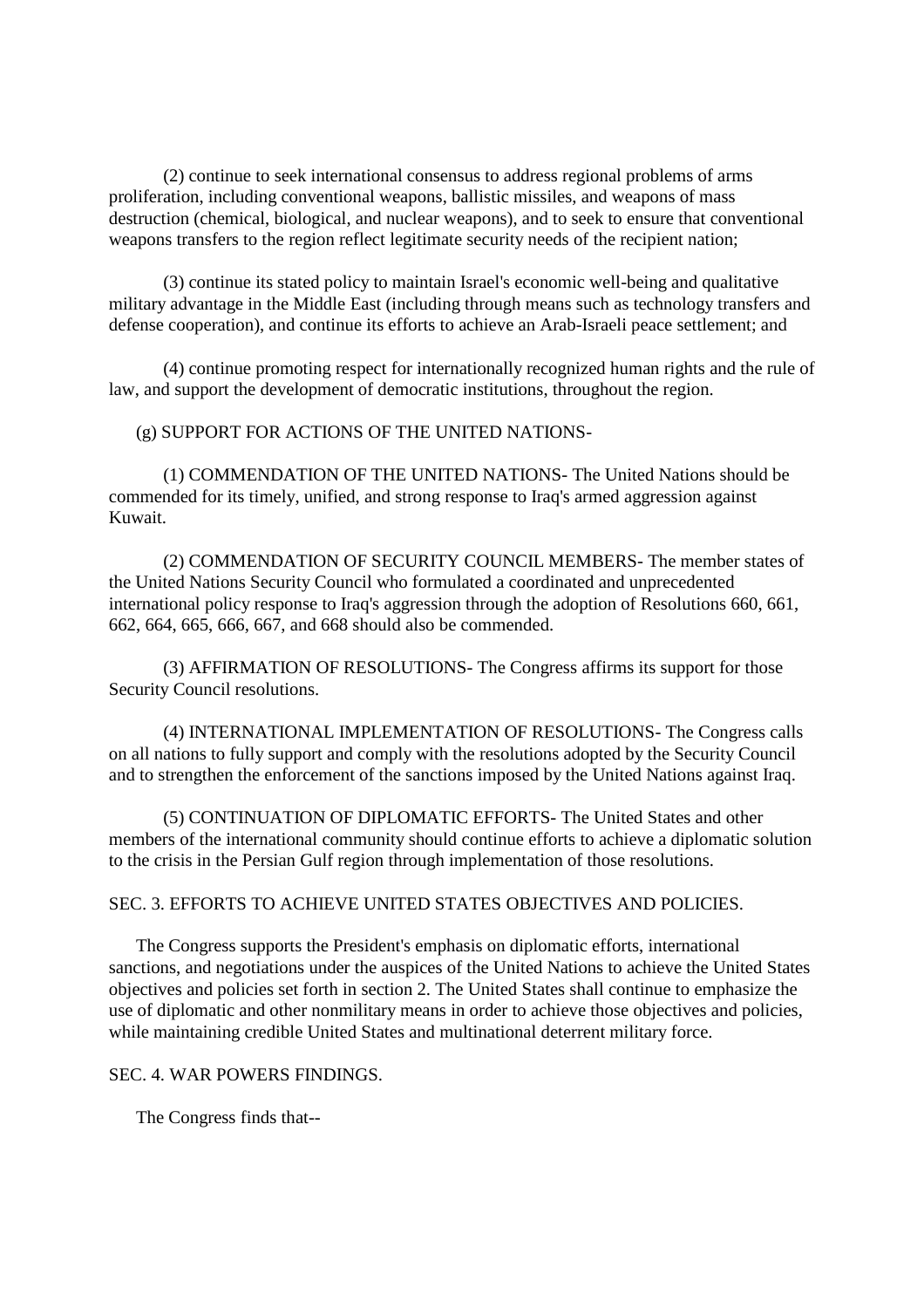(2) continue to seek international consensus to address regional problems of arms proliferation, including conventional weapons, ballistic missiles, and weapons of mass destruction (chemical, biological, and nuclear weapons), and to seek to ensure that conventional weapons transfers to the region reflect legitimate security needs of the recipient nation;

(3) continue its stated policy to maintain Israel's economic well-being and qualitative military advantage in the Middle East (including through means such as technology transfers and defense cooperation), and continue its efforts to achieve an Arab-Israeli peace settlement; and

(4) continue promoting respect for internationally recognized human rights and the rule of law, and support the development of democratic institutions, throughout the region.

(g) SUPPORT FOR ACTIONS OF THE UNITED NATIONS-

(1) COMMENDATION OF THE UNITED NATIONS- The United Nations should be commended for its timely, unified, and strong response to Iraq's armed aggression against Kuwait.

(2) COMMENDATION OF SECURITY COUNCIL MEMBERS- The member states of the United Nations Security Council who formulated a coordinated and unprecedented international policy response to Iraq's aggression through the adoption of Resolutions 660, 661, 662, 664, 665, 666, 667, and 668 should also be commended.

(3) AFFIRMATION OF RESOLUTIONS- The Congress affirms its support for those Security Council resolutions.

(4) INTERNATIONAL IMPLEMENTATION OF RESOLUTIONS- The Congress calls on all nations to fully support and comply with the resolutions adopted by the Security Council and to strengthen the enforcement of the sanctions imposed by the United Nations against Iraq.

(5) CONTINUATION OF DIPLOMATIC EFFORTS- The United States and other members of the international community should continue efforts to achieve a diplomatic solution to the crisis in the Persian Gulf region through implementation of those resolutions.

SEC. 3. EFFORTS TO ACHIEVE UNITED STATES OBJECTIVES AND POLICIES.

The Congress supports the President's emphasis on diplomatic efforts, international sanctions, and negotiations under the auspices of the United Nations to achieve the United States objectives and policies set forth in section 2. The United States shall continue to emphasize the use of diplomatic and other nonmilitary means in order to achieve those objectives and policies, while maintaining credible United States and multinational deterrent military force.

SEC. 4. WAR POWERS FINDINGS.

The Congress finds that--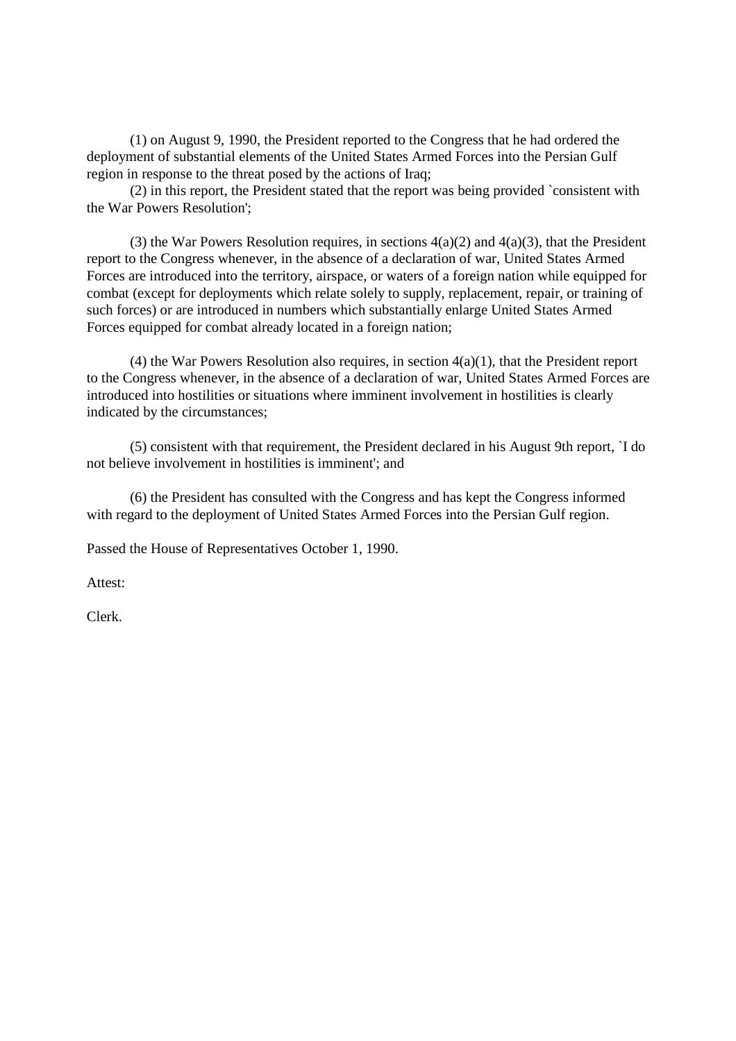(1) on August 9, 1990, the President reported to the Congress that he had ordered the deployment of substantial elements of the United States Armed Forces into the Persian Gulf region in response to the threat posed by the actions of Iraq;

(2) in this report, the President stated that the report was being provided `consistent with the War Powers Resolution';

(3) the War Powers Resolution requires, in sections 4(a)(2) and 4(a)(3), that the President report to the Congress whenever, in the absence of a declaration of war, United States Armed Forces are introduced into the territory, airspace, or waters of a foreign nation while equipped for combat (except for deployments which relate solely to supply, replacement, repair, or training of such forces) or are introduced in numbers which substantially enlarge United States Armed Forces equipped for combat already located in a foreign nation;

(4) the War Powers Resolution also requires, in section 4(a)(1), that the President report to the Congress whenever, in the absence of a declaration of war, United States Armed Forces are introduced into hostilities or situations where imminent involvement in hostilities is clearly indicated by the circumstances;

(5) consistent with that requirement, the President declared in his August 9th report, `I do not believe involvement in hostilities is imminent'; and

(6) the President has consulted with the Congress and has kept the Congress informed with regard to the deployment of United States Armed Forces into the Persian Gulf region.

Passed the House of Representatives October 1, 1990.

Attest:

Clerk.